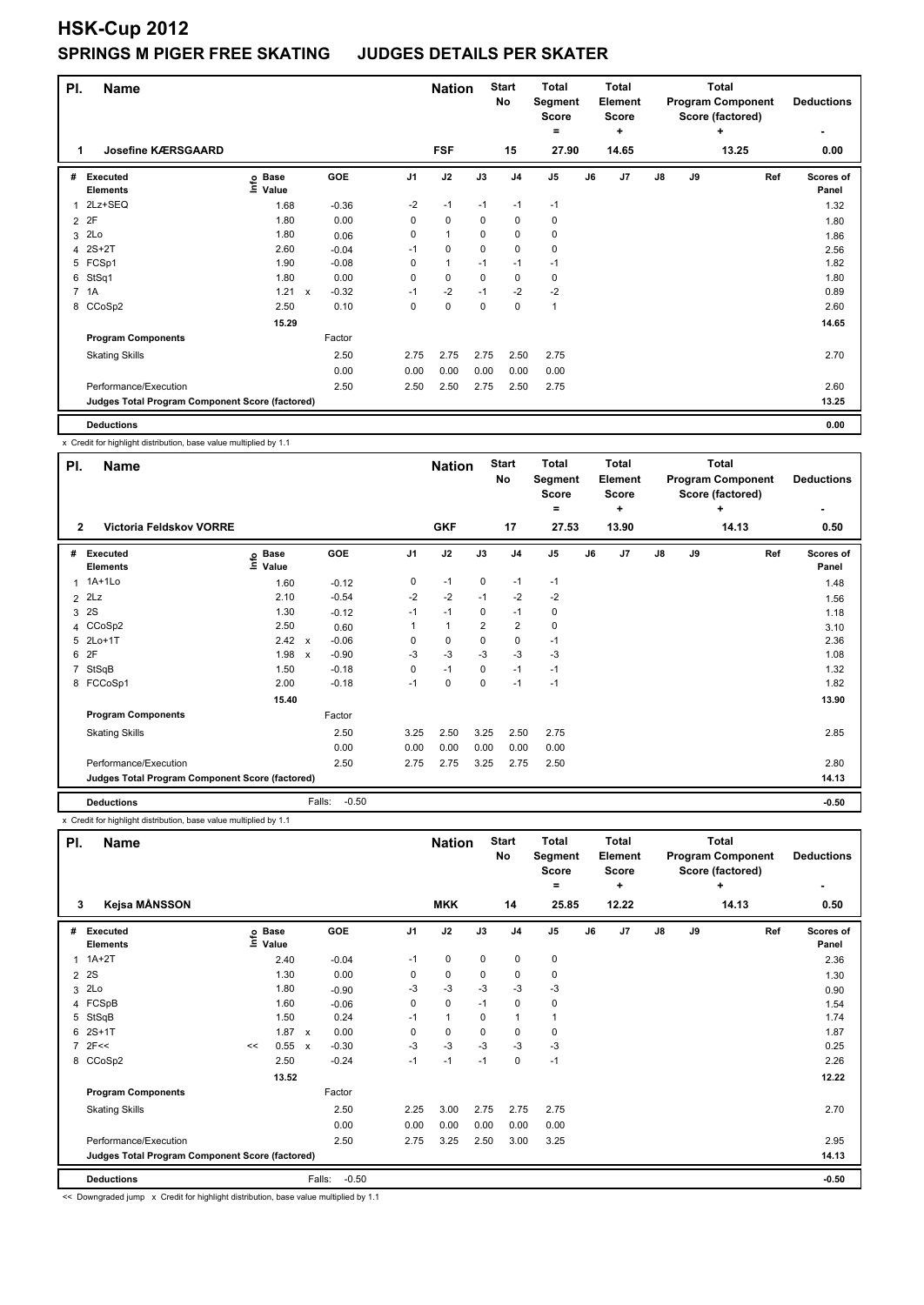# HSK-Cup 2012

## SPRINGS M PIGER FREE SKATING JUDGES DETAILS PER SKATER

| Pl. | Name | Nation | Start No | Total Segment Score = | Total Element Score + | Total Program Component Score (factored) + | Deductions - |
|---|---|---|---|---|---|---|---|
| 1 | Josefine KÆRSGAARD | FSF | 15 | 27.90 | 14.65 | 13.25 | 0.00 |

| # | Executed Elements | Info | Base Value | | GOE | J1 | J2 | J3 | J4 | J5 | J6 | J7 | J8 | J9 | Ref | Scores of Panel |
|---|---|---|---|---|---|---|---|---|---|---|---|---|---|---|---|---|
| 1 | 2Lz+SEQ | | 1.68 | | -0.36 | -2 | -1 | -1 | -1 | -1 | | | | | | 1.32 |
| 2 | 2F | | 1.80 | | 0.00 | 0 | 0 | 0 | 0 | 0 | | | | | | 1.80 |
| 3 | 2Lo | | 1.80 | | 0.06 | 0 | 1 | 0 | 0 | 0 | | | | | | 1.86 |
| 4 | 2S+2T | | 2.60 | | -0.04 | -1 | 0 | 0 | 0 | 0 | | | | | | 2.56 |
| 5 | FCSp1 | | 1.90 | | -0.08 | 0 | 1 | -1 | -1 | -1 | | | | | | 1.82 |
| 6 | StSq1 | | 1.80 | | 0.00 | 0 | 0 | 0 | 0 | 0 | | | | | | 1.80 |
| 7 | 1A | | 1.21 | x | -0.32 | -1 | -2 | -1 | -2 | -2 | | | | | | 0.89 |
| 8 | CCoSp2 | | 2.50 | | 0.10 | 0 | 0 | 0 | 0 | 1 | | | | | | 2.60 |
| | | | 15.29 | | | | | | | | | | | | | 14.65 |
| | Program Components | | | | Factor | | | | | | | | | | | |
| | Skating Skills | | | | 2.50 | 2.75 | 2.75 | 2.75 | 2.50 | 2.75 | | | | | | 2.70 |
| | | | | | 0.00 | 0.00 | 0.00 | 0.00 | 0.00 | 0.00 | | | | | | |
| | Performance/Execution | | | | 2.50 | 2.50 | 2.50 | 2.75 | 2.50 | 2.75 | | | | | | 2.60 |
| | Judges Total Program Component Score (factored) | | | | | | | | | | | | | | | 13.25 |
| | Deductions | | | | | | | | | | | | | | | 0.00 |

x Credit for highlight distribution, base value multiplied by 1.1

| Pl. | Name | Nation | Start No | Total Segment Score = | Total Element Score + | Total Program Component Score (factored) + | Deductions - |
|---|---|---|---|---|---|---|---|
| 2 | Victoria Feldskov VORRE | GKF | 17 | 27.53 | 13.90 | 14.13 | 0.50 |

| # | Executed Elements | Info | Base Value | | GOE | J1 | J2 | J3 | J4 | J5 | J6 | J7 | J8 | J9 | Ref | Scores of Panel |
|---|---|---|---|---|---|---|---|---|---|---|---|---|---|---|---|---|
| 1 | 1A+1Lo | | 1.60 | | -0.12 | 0 | -1 | 0 | -1 | -1 | | | | | | 1.48 |
| 2 | 2Lz | | 2.10 | | -0.54 | -2 | -2 | -1 | -2 | -2 | | | | | | 1.56 |
| 3 | 2S | | 1.30 | | -0.12 | -1 | -1 | 0 | -1 | 0 | | | | | | 1.18 |
| 4 | CCoSp2 | | 2.50 | | 0.60 | 1 | 1 | 2 | 2 | 0 | | | | | | 3.10 |
| 5 | 2Lo+1T | | 2.42 | x | -0.06 | 0 | 0 | 0 | 0 | -1 | | | | | | 2.36 |
| 6 | 2F | | 1.98 | x | -0.90 | -3 | -3 | -3 | -3 | -3 | | | | | | 1.08 |
| 7 | StSqB | | 1.50 | | -0.18 | 0 | -1 | 0 | -1 | -1 | | | | | | 1.32 |
| 8 | FCCoSp1 | | 2.00 | | -0.18 | -1 | 0 | 0 | -1 | -1 | | | | | | 1.82 |
| | | | 15.40 | | | | | | | | | | | | | 13.90 |
| | Program Components | | | | Factor | | | | | | | | | | | |
| | Skating Skills | | | | 2.50 | 3.25 | 2.50 | 3.25 | 2.50 | 2.75 | | | | | | 2.85 |
| | | | | | 0.00 | 0.00 | 0.00 | 0.00 | 0.00 | 0.00 | | | | | | |
| | Performance/Execution | | | | 2.50 | 2.75 | 2.75 | 3.25 | 2.75 | 2.50 | | | | | | 2.80 |
| | Judges Total Program Component Score (factored) | | | | | | | | | | | | | | | 14.13 |
| | Deductions | | | Falls: | -0.50 | | | | | | | | | | | -0.50 |

x Credit for highlight distribution, base value multiplied by 1.1

| Pl. | Name | Nation | Start No | Total Segment Score = | Total Element Score + | Total Program Component Score (factored) + | Deductions - |
|---|---|---|---|---|---|---|---|
| 3 | Kejsa MÅNSSON | MKK | 14 | 25.85 | 12.22 | 14.13 | 0.50 |

| # | Executed Elements | Info | Base Value | | GOE | J1 | J2 | J3 | J4 | J5 | J6 | J7 | J8 | J9 | Ref | Scores of Panel |
|---|---|---|---|---|---|---|---|---|---|---|---|---|---|---|---|---|
| 1 | 1A+2T | | 2.40 | | -0.04 | -1 | 0 | 0 | 0 | 0 | | | | | | 2.36 |
| 2 | 2S | | 1.30 | | 0.00 | 0 | 0 | 0 | 0 | 0 | | | | | | 1.30 |
| 3 | 2Lo | | 1.80 | | -0.90 | -3 | -3 | -3 | -3 | -3 | | | | | | 0.90 |
| 4 | FCSpB | | 1.60 | | -0.06 | 0 | 0 | -1 | 0 | 0 | | | | | | 1.54 |
| 5 | StSqB | | 1.50 | | 0.24 | -1 | 1 | 0 | 1 | 1 | | | | | | 1.74 |
| 6 | 2S+1T | | 1.87 | x | 0.00 | 0 | 0 | 0 | 0 | 0 | | | | | | 1.87 |
| 7 | 2F<< | << | 0.55 | x | -0.30 | -3 | -3 | -3 | -3 | -3 | | | | | | 0.25 |
| 8 | CCoSp2 | | 2.50 | | -0.24 | -1 | -1 | -1 | 0 | -1 | | | | | | 2.26 |
| | | | 13.52 | | | | | | | | | | | | | 12.22 |
| | Program Components | | | | Factor | | | | | | | | | | | |
| | Skating Skills | | | | 2.50 | 2.25 | 3.00 | 2.75 | 2.75 | 2.75 | | | | | | 2.70 |
| | | | | | 0.00 | 0.00 | 0.00 | 0.00 | 0.00 | 0.00 | | | | | | |
| | Performance/Execution | | | | 2.50 | 2.75 | 3.25 | 2.50 | 3.00 | 3.25 | | | | | | 2.95 |
| | Judges Total Program Component Score (factored) | | | | | | | | | | | | | | | 14.13 |
| | Deductions | | | Falls: | -0.50 | | | | | | | | | | | -0.50 |

<< Downgraded jump x Credit for highlight distribution, base value multiplied by 1.1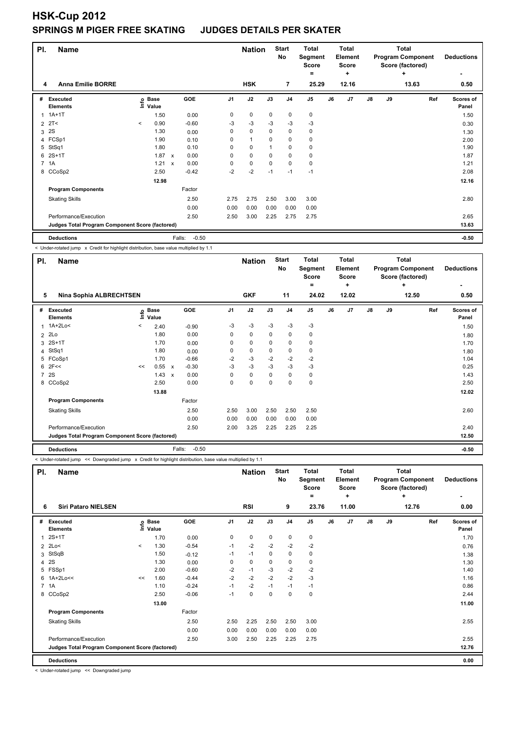# HSK-Cup 2012

## SPRINGS M PIGER FREE SKATING JUDGES DETAILS PER SKATER

| Pl. | Name | Nation | Start No | Total Segment Score = | Total Element Score + | Total Program Component Score (factored) + | Deductions - |
|---|---|---|---|---|---|---|---|
| 4 | Anna Emilie BORRE | HSK | 7 | 25.29 | 12.16 | 13.63 | 0.50 |

| # | Executed Elements | Info | Base Value | | GOE | J1 | J2 | J3 | J4 | J5 | J6 | J7 | J8 | J9 | Ref | Scores of Panel |
|---|---|---|---|---|---|---|---|---|---|---|---|---|---|---|---|---|
| 1 | 1A+1T | | 1.50 | | 0.00 | 0 | 0 | 0 | 0 | 0 | | | | | | 1.50 |
| 2 | 2T< | < | 0.90 | | -0.60 | -3 | -3 | -3 | -3 | -3 | | | | | | 0.30 |
| 3 | 2S | | 1.30 | | 0.00 | 0 | 0 | 0 | 0 | 0 | | | | | | 1.30 |
| 4 | FCSp1 | | 1.90 | | 0.10 | 0 | 1 | 0 | 0 | 0 | | | | | | 2.00 |
| 5 | StSq1 | | 1.80 | | 0.10 | 0 | 0 | 1 | 0 | 0 | | | | | | 1.90 |
| 6 | 2S+1T | | 1.87 | x | 0.00 | 0 | 0 | 0 | 0 | 0 | | | | | | 1.87 |
| 7 | 1A | | 1.21 | x | 0.00 | 0 | 0 | 0 | 0 | 0 | | | | | | 1.21 |
| 8 | CCoSp2 | | 2.50 | | -0.42 | -2 | -2 | -1 | -1 | -1 | | | | | | 2.08 |
| | | | 12.98 | | | | | | | | | | | | | 12.16 |
| | **Program Components** | | | | Factor | | | | | | | | | | | |
| | Skating Skills | | | | 2.50 | 2.75 | 2.75 | 2.50 | 3.00 | 3.00 | | | | | | 2.80 |
| | | | | | 0.00 | 0.00 | 0.00 | 0.00 | 0.00 | 0.00 | | | | | | |
| | Performance/Execution | | | | 2.50 | 2.50 | 3.00 | 2.25 | 2.75 | 2.75 | | | | | | 2.65 |
| | **Judges Total Program Component Score (factored)** | | | | | | | | | | | | | | | 13.63 |
| | **Deductions** | | | | Falls: -0.50 | | | | | | | | | | | -0.50 |

< Under-rotated jump x Credit for highlight distribution, base value multiplied by 1.1

| Pl. | Name | Nation | Start No | Total Segment Score = | Total Element Score + | Total Program Component Score (factored) + | Deductions - |
|---|---|---|---|---|---|---|---|
| 5 | Nina Sophia ALBRECHTSEN | GKF | 11 | 24.02 | 12.02 | 12.50 | 0.50 |

| # | Executed Elements | Info | Base Value | | GOE | J1 | J2 | J3 | J4 | J5 | J6 | J7 | J8 | J9 | Ref | Scores of Panel |
|---|---|---|---|---|---|---|---|---|---|---|---|---|---|---|---|---|
| 1 | 1A+2Lo< | < | 2.40 | | -0.90 | -3 | -3 | -3 | -3 | -3 | | | | | | 1.50 |
| 2 | 2Lo | | 1.80 | | 0.00 | 0 | 0 | 0 | 0 | 0 | | | | | | 1.80 |
| 3 | 2S+1T | | 1.70 | | 0.00 | 0 | 0 | 0 | 0 | 0 | | | | | | 1.70 |
| 4 | StSq1 | | 1.80 | | 0.00 | 0 | 0 | 0 | 0 | 0 | | | | | | 1.80 |
| 5 | FCoSp1 | | 1.70 | | -0.66 | -2 | -3 | -2 | -2 | -2 | | | | | | 1.04 |
| 6 | 2F<< | << | 0.55 | x | -0.30 | -3 | -3 | -3 | -3 | -3 | | | | | | 0.25 |
| 7 | 2S | | 1.43 | x | 0.00 | 0 | 0 | 0 | 0 | 0 | | | | | | 1.43 |
| 8 | CCoSp2 | | 2.50 | | 0.00 | 0 | 0 | 0 | 0 | 0 | | | | | | 2.50 |
| | | | 13.88 | | | | | | | | | | | | | 12.02 |
| | **Program Components** | | | | Factor | | | | | | | | | | | |
| | Skating Skills | | | | 2.50 | 2.50 | 3.00 | 2.50 | 2.50 | 2.50 | | | | | | 2.60 |
| | | | | | 0.00 | 0.00 | 0.00 | 0.00 | 0.00 | 0.00 | | | | | | |
| | Performance/Execution | | | | 2.50 | 2.00 | 3.25 | 2.25 | 2.25 | 2.25 | | | | | | 2.40 |
| | **Judges Total Program Component Score (factored)** | | | | | | | | | | | | | | | 12.50 |
| | **Deductions** | | | | Falls: -0.50 | | | | | | | | | | | -0.50 |

< Under-rotated jump << Downgraded jump x Credit for highlight distribution, base value multiplied by 1.1

| Pl. | Name | Nation | Start No | Total Segment Score = | Total Element Score + | Total Program Component Score (factored) + | Deductions - |
|---|---|---|---|---|---|---|---|
| 6 | Siri Pataro NIELSEN | RSI | 9 | 23.76 | 11.00 | 12.76 | 0.00 |

| # | Executed Elements | Info | Base Value | GOE | J1 | J2 | J3 | J4 | J5 | J6 | J7 | J8 | J9 | Ref | Scores of Panel |
|---|---|---|---|---|---|---|---|---|---|---|---|---|---|---|---|
| 1 | 2S+1T | | 1.70 | 0.00 | 0 | 0 | 0 | 0 | 0 | | | | | | 1.70 |
| 2 | 2Lo< | < | 1.30 | -0.54 | -1 | -2 | -2 | -2 | -2 | | | | | | 0.76 |
| 3 | StSqB | | 1.50 | -0.12 | -1 | -1 | 0 | 0 | 0 | | | | | | 1.38 |
| 4 | 2S | | 1.30 | 0.00 | 0 | 0 | 0 | 0 | 0 | | | | | | 1.30 |
| 5 | FSSp1 | | 2.00 | -0.60 | -2 | -1 | -3 | -2 | -2 | | | | | | 1.40 |
| 6 | 1A+2Lo<< | << | 1.60 | -0.44 | -2 | -2 | -2 | -2 | -3 | | | | | | 1.16 |
| 7 | 1A | | 1.10 | -0.24 | -1 | -2 | -1 | -1 | -1 | | | | | | 0.86 |
| 8 | CCoSp2 | | 2.50 | -0.06 | -1 | 0 | 0 | 0 | 0 | | | | | | 2.44 |
| | | | 13.00 | | | | | | | | | | | | 11.00 |
| | **Program Components** | | | Factor | | | | | | | | | | | |
| | Skating Skills | | | 2.50 | 2.50 | 2.25 | 2.50 | 2.50 | 3.00 | | | | | | 2.55 |
| | | | | 0.00 | 0.00 | 0.00 | 0.00 | 0.00 | 0.00 | | | | | | |
| | Performance/Execution | | | 2.50 | 3.00 | 2.50 | 2.25 | 2.25 | 2.75 | | | | | | 2.55 |
| | **Judges Total Program Component Score (factored)** | | | | | | | | | | | | | | 12.76 |
| | **Deductions** | | | | | | | | | | | | | | 0.00 |

< Under-rotated jump << Downgraded jump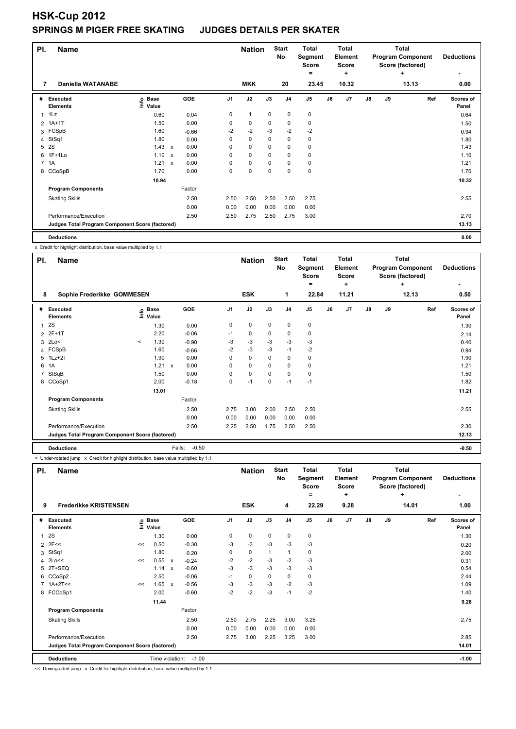# HSK-Cup 2012

## SPRINGS M PIGER FREE SKATING JUDGES DETAILS PER SKATER

| Pl. | Name | Nation | Start No | Total Segment Score = | Total Element Score + | Total Program Component Score (factored) + | Deductions - |
|---|---|---|---|---|---|---|---|
| 7 | Daniella WATANABE | MKK | 20 | 23.45 | 10.32 | 13.13 | 0.00 |

| # | Executed Elements | Info | Base Value | | GOE | J1 | J2 | J3 | J4 | J5 | J6 | J7 | J8 | J9 | Ref | Scores of Panel |
|---|---|---|---|---|---|---|---|---|---|---|---|---|---|---|---|---|
| 1 | 1Lz | | 0.60 | | 0.04 | 0 | 1 | 0 | 0 | 0 | | | | | | 0.64 |
| 2 | 1A+1T | | 1.50 | | 0.00 | 0 | 0 | 0 | 0 | 0 | | | | | | 1.50 |
| 3 | FCSpB | | 1.60 | | -0.66 | -2 | -2 | -3 | -2 | -2 | | | | | | 0.94 |
| 4 | StSq1 | | 1.80 | | 0.00 | 0 | 0 | 0 | 0 | 0 | | | | | | 1.80 |
| 5 | 2S | | 1.43 | x | 0.00 | 0 | 0 | 0 | 0 | 0 | | | | | | 1.43 |
| 6 | 1F+1Lo | | 1.10 | x | 0.00 | 0 | 0 | 0 | 0 | 0 | | | | | | 1.10 |
| 7 | 1A | | 1.21 | x | 0.00 | 0 | 0 | 0 | 0 | 0 | | | | | | 1.21 |
| 8 | CCoSpB | | 1.70 | | 0.00 | 0 | 0 | 0 | 0 | 0 | | | | | | 1.70 |
| | | | 10.94 | | | | | | | | | | | | | 10.32 |
| | **Program Components** | | | | Factor | | | | | | | | | | | |
| | Skating Skills | | | | 2.50 | 2.50 | 2.50 | 2.50 | 2.50 | 2.75 | | | | | | 2.55 |
| | | | | | 0.00 | 0.00 | 0.00 | 0.00 | 0.00 | 0.00 | | | | | | |
| | Performance/Execution | | | | 2.50 | 2.50 | 2.75 | 2.50 | 2.75 | 3.00 | | | | | | 2.70 |
| | **Judges Total Program Component Score (factored)** | | | | | | | | | | | | | | | 13.13 |
| | **Deductions** | | | | | | | | | | | | | | | 0.00 |

x Credit for highlight distribution, base value multiplied by 1.1

| Pl. | Name | Nation | Start No | Total Segment Score = | Total Element Score + | Total Program Component Score (factored) + | Deductions - |
|---|---|---|---|---|---|---|---|
| 8 | Sophie Frederikke GOMMESEN | ESK | 1 | 22.84 | 11.21 | 12.13 | 0.50 |

| # | Executed Elements | Info | Base Value | | GOE | J1 | J2 | J3 | J4 | J5 | J6 | J7 | J8 | J9 | Ref | Scores of Panel |
|---|---|---|---|---|---|---|---|---|---|---|---|---|---|---|---|---|
| 1 | 2S | | 1.30 | | 0.00 | 0 | 0 | 0 | 0 | 0 | | | | | | 1.30 |
| 2 | 2F+1T | | 2.20 | | -0.06 | -1 | 0 | 0 | 0 | 0 | | | | | | 2.14 |
| 3 | 2Lo< | < | 1.30 | | -0.90 | -3 | -3 | -3 | -3 | -3 | | | | | | 0.40 |
| 4 | FCSpB | | 1.60 | | -0.66 | -2 | -3 | -3 | -1 | -2 | | | | | | 0.94 |
| 5 | 1Lz+2T | | 1.90 | | 0.00 | 0 | 0 | 0 | 0 | 0 | | | | | | 1.90 |
| 6 | 1A | | 1.21 | x | 0.00 | 0 | 0 | 0 | 0 | 0 | | | | | | 1.21 |
| 7 | StSqB | | 1.50 | | 0.00 | 0 | 0 | 0 | 0 | 0 | | | | | | 1.50 |
| 8 | CCoSp1 | | 2.00 | | -0.18 | 0 | -1 | 0 | -1 | -1 | | | | | | 1.82 |
| | | | 13.01 | | | | | | | | | | | | | 11.21 |
| | **Program Components** | | | | Factor | | | | | | | | | | | |
| | Skating Skills | | | | 2.50 | 2.75 | 3.00 | 2.00 | 2.50 | 2.50 | | | | | | 2.55 |
| | | | | | 0.00 | 0.00 | 0.00 | 0.00 | 0.00 | 0.00 | | | | | | |
| | Performance/Execution | | | | 2.50 | 2.25 | 2.50 | 1.75 | 2.50 | 2.50 | | | | | | 2.30 |
| | **Judges Total Program Component Score (factored)** | | | | | | | | | | | | | | | 12.13 |
| | **Deductions** | | | Falls: | -0.50 | | | | | | | | | | | -0.50 |

< Under-rotated jump x Credit for highlight distribution, base value multiplied by 1.1

| Pl. | Name | Nation | Start No | Total Segment Score = | Total Element Score + | Total Program Component Score (factored) + | Deductions - |
|---|---|---|---|---|---|---|---|
| 9 | Frederikke KRISTENSEN | ESK | 4 | 22.29 | 9.28 | 14.01 | 1.00 |

| # | Executed Elements | Info | Base Value | | GOE | J1 | J2 | J3 | J4 | J5 | J6 | J7 | J8 | J9 | Ref | Scores of Panel |
|---|---|---|---|---|---|---|---|---|---|---|---|---|---|---|---|---|
| 1 | 2S | | 1.30 | | 0.00 | 0 | 0 | 0 | 0 | 0 | | | | | | 1.30 |
| 2 | 2F<< | << | 0.50 | | -0.30 | -3 | -3 | -3 | -3 | -3 | | | | | | 0.20 |
| 3 | StSq1 | | 1.80 | | 0.20 | 0 | 0 | 1 | 1 | 0 | | | | | | 2.00 |
| 4 | 2Lo<< | << | 0.55 | x | -0.24 | -2 | -2 | -3 | -2 | -3 | | | | | | 0.31 |
| 5 | 2T+SEQ | | 1.14 | x | -0.60 | -3 | -3 | -3 | -3 | -3 | | | | | | 0.54 |
| 6 | CCoSp2 | | 2.50 | | -0.06 | -1 | 0 | 0 | 0 | 0 | | | | | | 2.44 |
| 7 | 1A+2T<< | << | 1.65 | x | -0.56 | -3 | -3 | -3 | -2 | -3 | | | | | | 1.09 |
| 8 | FCCoSp1 | | 2.00 | | -0.60 | -2 | -2 | -3 | -1 | -2 | | | | | | 1.40 |
| | | | 11.44 | | | | | | | | | | | | | 9.28 |
| | **Program Components** | | | | Factor | | | | | | | | | | | |
| | Skating Skills | | | | 2.50 | 2.50 | 2.75 | 2.25 | 3.00 | 3.25 | | | | | | 2.75 |
| | | | | | 0.00 | 0.00 | 0.00 | 0.00 | 0.00 | 0.00 | | | | | | |
| | Performance/Execution | | | | 2.50 | 2.75 | 3.00 | 2.25 | 3.25 | 3.00 | | | | | | 2.85 |
| | **Judges Total Program Component Score (factored)** | | | | | | | | | | | | | | | 14.01 |
| | **Deductions** | | | Time violation: | -1.00 | | | | | | | | | | | -1.00 |

<< Downgraded jump x Credit for highlight distribution, base value multiplied by 1.1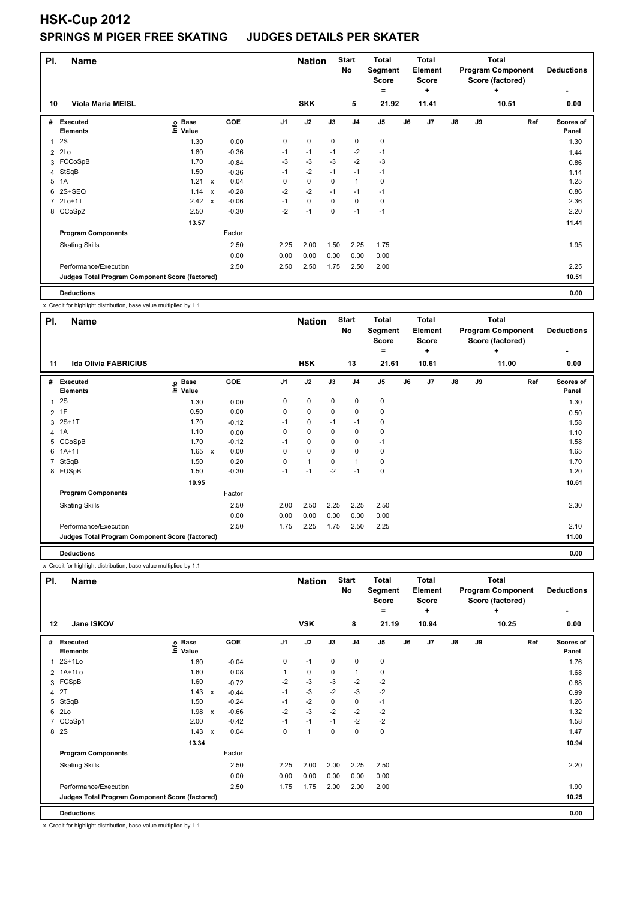# HSK-Cup 2012

## SPRINGS M PIGER FREE SKATING JUDGES DETAILS PER SKATER

| Pl. | Name | Nation | Start No | Total Segment Score = | Total Element Score + | Total Program Component Score (factored) + | Deductions - |
|---|---|---|---|---|---|---|---|
| 10 | Viola Maria MEISL | SKK | 5 | 21.92 | 11.41 | 10.51 | 0.00 |

| # | Executed Elements | Info | Base Value | | GOE | J1 | J2 | J3 | J4 | J5 | J6 | J7 | J8 | J9 | Ref | Scores of Panel |
|---|---|---|---|---|---|---|---|---|---|---|---|---|---|---|---|---|
| 1 | 2S | | 1.30 | | 0.00 | 0 | 0 | 0 | 0 | 0 | | | | | | 1.30 |
| 2 | 2Lo | | 1.80 | | -0.36 | -1 | -1 | -1 | -2 | -1 | | | | | | 1.44 |
| 3 | FCCoSpB | | 1.70 | | -0.84 | -3 | -3 | -3 | -2 | -3 | | | | | | 0.86 |
| 4 | StSqB | | 1.50 | | -0.36 | -1 | -2 | -1 | -1 | -1 | | | | | | 1.14 |
| 5 | 1A | | 1.21 | x | 0.04 | 0 | 0 | 0 | 1 | 0 | | | | | | 1.25 |
| 6 | 2S+SEQ | | 1.14 | x | -0.28 | -2 | -2 | -1 | -1 | -1 | | | | | | 0.86 |
| 7 | 2Lo+1T | | 2.42 | x | -0.06 | -1 | 0 | 0 | 0 | 0 | | | | | | 2.36 |
| 8 | CCoSp2 | | 2.50 | | -0.30 | -2 | -1 | 0 | -1 | -1 | | | | | | 2.20 |
| | | | 13.57 | | | | | | | | | | | | | 11.41 |
| | **Program Components** | | | | Factor | | | | | | | | | | | |
| | Skating Skills | | | | 2.50 | 2.25 | 2.00 | 1.50 | 2.25 | 1.75 | | | | | | 1.95 |
| | | | | | 0.00 | 0.00 | 0.00 | 0.00 | 0.00 | 0.00 | | | | | | |
| | Performance/Execution | | | | 2.50 | 2.50 | 2.50 | 1.75 | 2.50 | 2.00 | | | | | | 2.25 |
| | **Judges Total Program Component Score (factored)** | | | | | | | | | | | | | | | 10.51 |
| | **Deductions** | | | | | | | | | | | | | | | 0.00 |

x Credit for highlight distribution, base value multiplied by 1.1

| Pl. | Name | Nation | Start No | Total Segment Score = | Total Element Score + | Total Program Component Score (factored) + | Deductions - |
|---|---|---|---|---|---|---|---|
| 11 | Ida Olivia FABRICIUS | HSK | 13 | 21.61 | 10.61 | 11.00 | 0.00 |

| # | Executed Elements | Info | Base Value | | GOE | J1 | J2 | J3 | J4 | J5 | J6 | J7 | J8 | J9 | Ref | Scores of Panel |
|---|---|---|---|---|---|---|---|---|---|---|---|---|---|---|---|---|
| 1 | 2S | | 1.30 | | 0.00 | 0 | 0 | 0 | 0 | 0 | | | | | | 1.30 |
| 2 | 1F | | 0.50 | | 0.00 | 0 | 0 | 0 | 0 | 0 | | | | | | 0.50 |
| 3 | 2S+1T | | 1.70 | | -0.12 | -1 | 0 | -1 | -1 | 0 | | | | | | 1.58 |
| 4 | 1A | | 1.10 | | 0.00 | 0 | 0 | 0 | 0 | 0 | | | | | | 1.10 |
| 5 | CCoSpB | | 1.70 | | -0.12 | -1 | 0 | 0 | 0 | -1 | | | | | | 1.58 |
| 6 | 1A+1T | | 1.65 | x | 0.00 | 0 | 0 | 0 | 0 | 0 | | | | | | 1.65 |
| 7 | StSqB | | 1.50 | | 0.20 | 0 | 1 | 0 | 1 | 0 | | | | | | 1.70 |
| 8 | FUSpB | | 1.50 | | -0.30 | -1 | -1 | -2 | -1 | 0 | | | | | | 1.20 |
| | | | 10.95 | | | | | | | | | | | | | 10.61 |
| | **Program Components** | | | | Factor | | | | | | | | | | | |
| | Skating Skills | | | | 2.50 | 2.00 | 2.50 | 2.25 | 2.25 | 2.50 | | | | | | 2.30 |
| | | | | | 0.00 | 0.00 | 0.00 | 0.00 | 0.00 | 0.00 | | | | | | |
| | Performance/Execution | | | | 2.50 | 1.75 | 2.25 | 1.75 | 2.50 | 2.25 | | | | | | 2.10 |
| | **Judges Total Program Component Score (factored)** | | | | | | | | | | | | | | | 11.00 |
| | **Deductions** | | | | | | | | | | | | | | | 0.00 |

x Credit for highlight distribution, base value multiplied by 1.1

| Pl. | Name | Nation | Start No | Total Segment Score = | Total Element Score + | Total Program Component Score (factored) + | Deductions - |
|---|---|---|---|---|---|---|---|
| 12 | Jane ISKOV | VSK | 8 | 21.19 | 10.94 | 10.25 | 0.00 |

| # | Executed Elements | Info | Base Value | | GOE | J1 | J2 | J3 | J4 | J5 | J6 | J7 | J8 | J9 | Ref | Scores of Panel |
|---|---|---|---|---|---|---|---|---|---|---|---|---|---|---|---|---|
| 1 | 2S+1Lo | | 1.80 | | -0.04 | 0 | -1 | 0 | 0 | 0 | | | | | | 1.76 |
| 2 | 1A+1Lo | | 1.60 | | 0.08 | 1 | 0 | 0 | 1 | 0 | | | | | | 1.68 |
| 3 | FCSpB | | 1.60 | | -0.72 | -2 | -3 | -3 | -2 | -2 | | | | | | 0.88 |
| 4 | 2T | | 1.43 | x | -0.44 | -1 | -3 | -2 | -3 | -2 | | | | | | 0.99 |
| 5 | StSqB | | 1.50 | | -0.24 | -1 | -2 | 0 | 0 | -1 | | | | | | 1.26 |
| 6 | 2Lo | | 1.98 | x | -0.66 | -2 | -3 | -2 | -2 | -2 | | | | | | 1.32 |
| 7 | CCoSp1 | | 2.00 | | -0.42 | -1 | -1 | -1 | -2 | -2 | | | | | | 1.58 |
| 8 | 2S | | 1.43 | x | 0.04 | 0 | 1 | 0 | 0 | 0 | | | | | | 1.47 |
| | | | 13.34 | | | | | | | | | | | | | 10.94 |
| | **Program Components** | | | | Factor | | | | | | | | | | | |
| | Skating Skills | | | | 2.50 | 2.25 | 2.00 | 2.00 | 2.25 | 2.50 | | | | | | 2.20 |
| | | | | | 0.00 | 0.00 | 0.00 | 0.00 | 0.00 | 0.00 | | | | | | |
| | Performance/Execution | | | | 2.50 | 1.75 | 1.75 | 2.00 | 2.00 | 2.00 | | | | | | 1.90 |
| | **Judges Total Program Component Score (factored)** | | | | | | | | | | | | | | | 10.25 |
| | **Deductions** | | | | | | | | | | | | | | | 0.00 |

x Credit for highlight distribution, base value multiplied by 1.1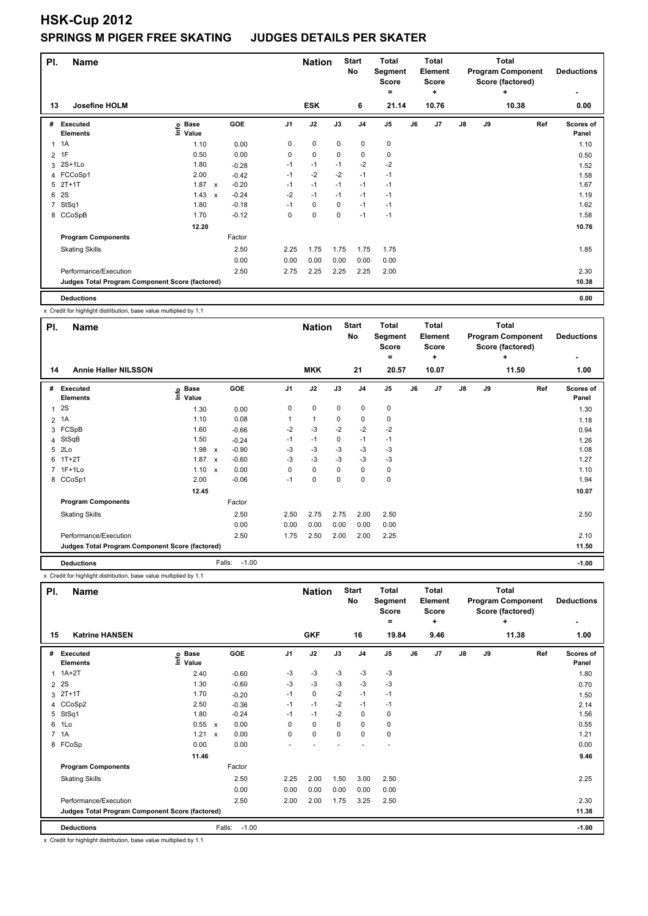# HSK-Cup 2012

## SPRINGS M PIGER FREE SKATING JUDGES DETAILS PER SKATER

| Pl. | Name | | | Nation | | Start No | Total Segment Score = | | Total Element Score + | | Total Program Component Score (factored) + | | Deductions - |
|---|---|---|---|---|---|---|---|---|---|---|---|---|---|
| 13 | Josefine HOLM | | | ESK | | 6 | 21.14 | | 10.76 | | 10.38 | | 0.00 |

| # | Executed Elements | Info | Base Value | | GOE | J1 | J2 | J3 | J4 | J5 | J6 | J7 | J8 | J9 | Ref | Scores of Panel |
|---|---|---|---|---|---|---|---|---|---|---|---|---|---|---|---|---|
| 1 | 1A | | 1.10 | | 0.00 | 0 | 0 | 0 | 0 | 0 | | | | | | 1.10 |
| 2 | 1F | | 0.50 | | 0.00 | 0 | 0 | 0 | 0 | 0 | | | | | | 0.50 |
| 3 | 2S+1Lo | | 1.80 | | -0.28 | -1 | -1 | -1 | -2 | -2 | | | | | | 1.52 |
| 4 | FCCoSp1 | | 2.00 | | -0.42 | -1 | -2 | -2 | -1 | -1 | | | | | | 1.58 |
| 5 | 2T+1T | | 1.87 | x | -0.20 | -1 | -1 | -1 | -1 | -1 | | | | | | 1.67 |
| 6 | 2S | | 1.43 | x | -0.24 | -2 | -1 | -1 | -1 | -1 | | | | | | 1.19 |
| 7 | StSq1 | | 1.80 | | -0.18 | -1 | 0 | 0 | -1 | -1 | | | | | | 1.62 |
| 8 | CCoSpB | | 1.70 | | -0.12 | 0 | 0 | 0 | -1 | -1 | | | | | | 1.58 |
| | | | 12.20 | | | | | | | | | | | | | 10.76 |
| | **Program Components** | | | | Factor | | | | | | | | | | | |
| | Skating Skills | | | | 2.50 | 2.25 | 1.75 | 1.75 | 1.75 | 1.75 | | | | | | 1.85 |
| | | | | | 0.00 | 0.00 | 0.00 | 0.00 | 0.00 | 0.00 | | | | | | |
| | Performance/Execution | | | | 2.50 | 2.75 | 2.25 | 2.25 | 2.25 | 2.00 | | | | | | 2.30 |
| | **Judges Total Program Component Score (factored)** | | | | | | | | | | | | | | | 10.38 |
| | **Deductions** | | | | | | | | | | | | | | | 0.00 |

x Credit for highlight distribution, base value multiplied by 1.1

| Pl. | Name | | | Nation | | Start No | Total Segment Score = | | Total Element Score + | | Total Program Component Score (factored) + | | Deductions - |
|---|---|---|---|---|---|---|---|---|---|---|---|---|---|
| 14 | Annie Haller NILSSON | | | MKK | | 21 | 20.57 | | 10.07 | | 11.50 | | 1.00 |

| # | Executed Elements | Info | Base Value | | GOE | J1 | J2 | J3 | J4 | J5 | J6 | J7 | J8 | J9 | Ref | Scores of Panel |
|---|---|---|---|---|---|---|---|---|---|---|---|---|---|---|---|---|
| 1 | 2S | | 1.30 | | 0.00 | 0 | 0 | 0 | 0 | 0 | | | | | | 1.30 |
| 2 | 1A | | 1.10 | | 0.08 | 1 | 1 | 0 | 0 | 0 | | | | | | 1.18 |
| 3 | FCSpB | | 1.60 | | -0.66 | -2 | -3 | -2 | -2 | -2 | | | | | | 0.94 |
| 4 | StSqB | | 1.50 | | -0.24 | -1 | -1 | 0 | -1 | -1 | | | | | | 1.26 |
| 5 | 2Lo | | 1.98 | x | -0.90 | -3 | -3 | -3 | -3 | -3 | | | | | | 1.08 |
| 6 | 1T+2T | | 1.87 | x | -0.60 | -3 | -3 | -3 | -3 | -3 | | | | | | 1.27 |
| 7 | 1F+1Lo | | 1.10 | x | 0.00 | 0 | 0 | 0 | 0 | 0 | | | | | | 1.10 |
| 8 | CCoSp1 | | 2.00 | | -0.06 | -1 | 0 | 0 | 0 | 0 | | | | | | 1.94 |
| | | | 12.45 | | | | | | | | | | | | | 10.07 |
| | **Program Components** | | | | Factor | | | | | | | | | | | |
| | Skating Skills | | | | 2.50 | 2.50 | 2.75 | 2.75 | 2.00 | 2.50 | | | | | | 2.50 |
| | | | | | 0.00 | 0.00 | 0.00 | 0.00 | 0.00 | 0.00 | | | | | | |
| | Performance/Execution | | | | 2.50 | 1.75 | 2.50 | 2.00 | 2.00 | 2.25 | | | | | | 2.10 |
| | **Judges Total Program Component Score (factored)** | | | | | | | | | | | | | | | 11.50 |
| | **Deductions** | | | Falls: | -1.00 | | | | | | | | | | | -1.00 |

x Credit for highlight distribution, base value multiplied by 1.1

| Pl. | Name | | | Nation | | Start No | Total Segment Score = | | Total Element Score + | | Total Program Component Score (factored) + | | Deductions - |
|---|---|---|---|---|---|---|---|---|---|---|---|---|---|
| 15 | Katrine HANSEN | | | GKF | | 16 | 19.84 | | 9.46 | | 11.38 | | 1.00 |

| # | Executed Elements | Info | Base Value | | GOE | J1 | J2 | J3 | J4 | J5 | J6 | J7 | J8 | J9 | Ref | Scores of Panel |
|---|---|---|---|---|---|---|---|---|---|---|---|---|---|---|---|---|
| 1 | 1A+2T | | 2.40 | | -0.60 | -3 | -3 | -3 | -3 | -3 | | | | | | 1.80 |
| 2 | 2S | | 1.30 | | -0.60 | -3 | -3 | -3 | -3 | -3 | | | | | | 0.70 |
| 3 | 2T+1T | | 1.70 | | -0.20 | -1 | 0 | -2 | -1 | -1 | | | | | | 1.50 |
| 4 | CCoSp2 | | 2.50 | | -0.36 | -1 | -1 | -2 | -1 | -1 | | | | | | 2.14 |
| 5 | StSq1 | | 1.80 | | -0.24 | -1 | -1 | -2 | 0 | 0 | | | | | | 1.56 |
| 6 | 1Lo | | 0.55 | x | 0.00 | 0 | 0 | 0 | 0 | 0 | | | | | | 0.55 |
| 7 | 1A | | 1.21 | x | 0.00 | 0 | 0 | 0 | 0 | 0 | | | | | | 1.21 |
| 8 | FCoSp | | 0.00 | | 0.00 | - | - | - | - | - | | | | | | 0.00 |
| | | | 11.46 | | | | | | | | | | | | | 9.46 |
| | **Program Components** | | | | Factor | | | | | | | | | | | |
| | Skating Skills | | | | 2.50 | 2.25 | 2.00 | 1.50 | 3.00 | 2.50 | | | | | | 2.25 |
| | | | | | 0.00 | 0.00 | 0.00 | 0.00 | 0.00 | 0.00 | | | | | | |
| | Performance/Execution | | | | 2.50 | 2.00 | 2.00 | 1.75 | 3.25 | 2.50 | | | | | | 2.30 |
| | **Judges Total Program Component Score (factored)** | | | | | | | | | | | | | | | 11.38 |
| | **Deductions** | | | Falls: | -1.00 | | | | | | | | | | | -1.00 |

x Credit for highlight distribution, base value multiplied by 1.1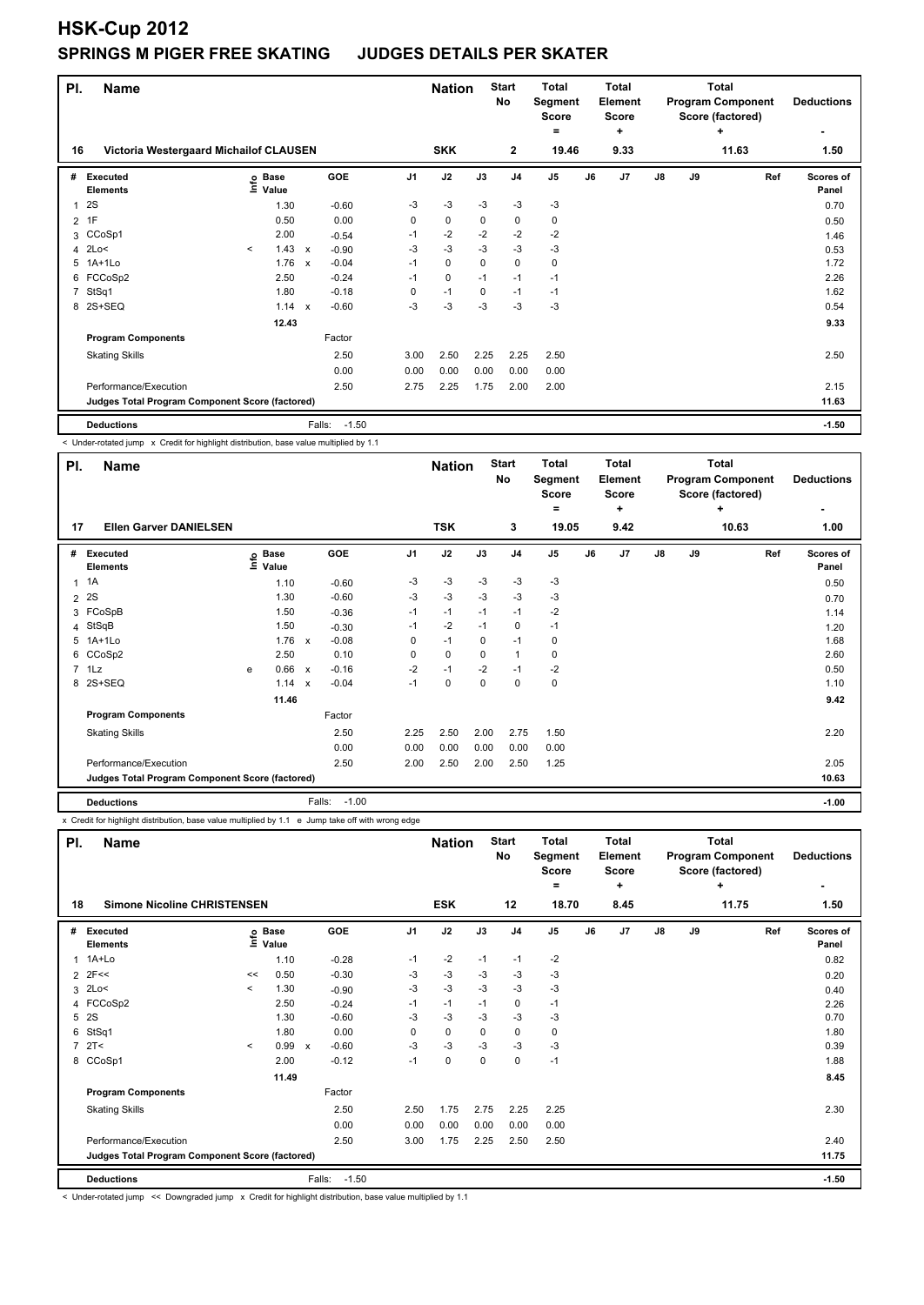# HSK-Cup 2012

## SPRINGS M PIGER FREE SKATING JUDGES DETAILS PER SKATER

| Pl. | Name | Nation | Start No | Total Segment Score = | Total Element Score + | Total Program Component Score (factored) + | Deductions - |
|---|---|---|---|---|---|---|---|
| 16 | Victoria Westergaard Michailof CLAUSEN | SKK | 2 | 19.46 | 9.33 | 11.63 | 1.50 |

| # | Executed Elements | Info | Base Value | | GOE | J1 | J2 | J3 | J4 | J5 | J6 | J7 | J8 | J9 | Ref | Scores of Panel |
|---|---|---|---|---|---|---|---|---|---|---|---|---|---|---|---|---|
| 1 | 2S | | 1.30 | | -0.60 | -3 | -3 | -3 | -3 | -3 | | | | | | 0.70 |
| 2 | 1F | | 0.50 | | 0.00 | 0 | 0 | 0 | 0 | 0 | | | | | | 0.50 |
| 3 | CCoSp1 | | 2.00 | | -0.54 | -1 | -2 | -2 | -2 | -2 | | | | | | 1.46 |
| 4 | 2Lo< | < | 1.43 | x | -0.90 | -3 | -3 | -3 | -3 | -3 | | | | | | 0.53 |
| 5 | 1A+1Lo | | 1.76 | x | -0.04 | -1 | 0 | 0 | 0 | 0 | | | | | | 1.72 |
| 6 | FCCoSp2 | | 2.50 | | -0.24 | -1 | 0 | -1 | -1 | -1 | | | | | | 2.26 |
| 7 | StSq1 | | 1.80 | | -0.18 | 0 | -1 | 0 | -1 | -1 | | | | | | 1.62 |
| 8 | 2S+SEQ | | 1.14 | x | -0.60 | -3 | -3 | -3 | -3 | -3 | | | | | | 0.54 |
| | | | 12.43 | | | | | | | | | | | | | 9.33 |
| | **Program Components** | | | | Factor | | | | | | | | | | | |
| | Skating Skills | | | | 2.50 | 3.00 | 2.50 | 2.25 | 2.25 | 2.50 | | | | | | 2.50 |
| | | | | | 0.00 | 0.00 | 0.00 | 0.00 | 0.00 | 0.00 | | | | | | |
| | Performance/Execution | | | | 2.50 | 2.75 | 2.25 | 1.75 | 2.00 | 2.00 | | | | | | 2.15 |
| | **Judges Total Program Component Score (factored)** | | | | | | | | | | | | | | | 11.63 |
| | **Deductions** | | | | Falls: -1.50 | | | | | | | | | | | -1.50 |

< Under-rotated jump x Credit for highlight distribution, base value multiplied by 1.1

| Pl. | Name | Nation | Start No | Total Segment Score = | Total Element Score + | Total Program Component Score (factored) + | Deductions - |
|---|---|---|---|---|---|---|---|
| 17 | Ellen Garver DANIELSEN | TSK | 3 | 19.05 | 9.42 | 10.63 | 1.00 |

| # | Executed Elements | Info | Base Value | | GOE | J1 | J2 | J3 | J4 | J5 | J6 | J7 | J8 | J9 | Ref | Scores of Panel |
|---|---|---|---|---|---|---|---|---|---|---|---|---|---|---|---|---|
| 1 | 1A | | 1.10 | | -0.60 | -3 | -3 | -3 | -3 | -3 | | | | | | 0.50 |
| 2 | 2S | | 1.30 | | -0.60 | -3 | -3 | -3 | -3 | -3 | | | | | | 0.70 |
| 3 | FCoSpB | | 1.50 | | -0.36 | -1 | -1 | -1 | -1 | -2 | | | | | | 1.14 |
| 4 | StSqB | | 1.50 | | -0.30 | -1 | -2 | -1 | 0 | -1 | | | | | | 1.20 |
| 5 | 1A+1Lo | | 1.76 | x | -0.08 | 0 | -1 | 0 | -1 | 0 | | | | | | 1.68 |
| 6 | CCoSp2 | | 2.50 | | 0.10 | 0 | 0 | 0 | 1 | 0 | | | | | | 2.60 |
| 7 | 1Lz | e | 0.66 | x | -0.16 | -2 | -1 | -2 | -1 | -2 | | | | | | 0.50 |
| 8 | 2S+SEQ | | 1.14 | x | -0.04 | -1 | 0 | 0 | 0 | 0 | | | | | | 1.10 |
| | | | 11.46 | | | | | | | | | | | | | 9.42 |
| | **Program Components** | | | | Factor | | | | | | | | | | | |
| | Skating Skills | | | | 2.50 | 2.25 | 2.50 | 2.00 | 2.75 | 1.50 | | | | | | 2.20 |
| | | | | | 0.00 | 0.00 | 0.00 | 0.00 | 0.00 | 0.00 | | | | | | |
| | Performance/Execution | | | | 2.50 | 2.00 | 2.50 | 2.00 | 2.50 | 1.25 | | | | | | 2.05 |
| | **Judges Total Program Component Score (factored)** | | | | | | | | | | | | | | | 10.63 |
| | **Deductions** | | | | Falls: -1.00 | | | | | | | | | | | -1.00 |

x Credit for highlight distribution, base value multiplied by 1.1 e Jump take off with wrong edge

| Pl. | Name | Nation | Start No | Total Segment Score = | Total Element Score + | Total Program Component Score (factored) + | Deductions - |
|---|---|---|---|---|---|---|---|
| 18 | Simone Nicoline CHRISTENSEN | ESK | 12 | 18.70 | 8.45 | 11.75 | 1.50 |

| # | Executed Elements | Info | Base Value | | GOE | J1 | J2 | J3 | J4 | J5 | J6 | J7 | J8 | J9 | Ref | Scores of Panel |
|---|---|---|---|---|---|---|---|---|---|---|---|---|---|---|---|---|
| 1 | 1A+Lo | | 1.10 | | -0.28 | -1 | -2 | -1 | -1 | -2 | | | | | | 0.82 |
| 2 | 2F<< | << | 0.50 | | -0.30 | -3 | -3 | -3 | -3 | -3 | | | | | | 0.20 |
| 3 | 2Lo< | < | 1.30 | | -0.90 | -3 | -3 | -3 | -3 | -3 | | | | | | 0.40 |
| 4 | FCCoSp2 | | 2.50 | | -0.24 | -1 | -1 | -1 | 0 | -1 | | | | | | 2.26 |
| 5 | 2S | | 1.30 | | -0.60 | -3 | -3 | -3 | -3 | -3 | | | | | | 0.70 |
| 6 | StSq1 | | 1.80 | | 0.00 | 0 | 0 | 0 | 0 | 0 | | | | | | 1.80 |
| 7 | 2T< | < | 0.99 | x | -0.60 | -3 | -3 | -3 | -3 | -3 | | | | | | 0.39 |
| 8 | CCoSp1 | | 2.00 | | -0.12 | -1 | 0 | 0 | 0 | -1 | | | | | | 1.88 |
| | | | 11.49 | | | | | | | | | | | | | 8.45 |
| | **Program Components** | | | | Factor | | | | | | | | | | | |
| | Skating Skills | | | | 2.50 | 2.50 | 1.75 | 2.75 | 2.25 | 2.25 | | | | | | 2.30 |
| | | | | | 0.00 | 0.00 | 0.00 | 0.00 | 0.00 | 0.00 | | | | | | |
| | Performance/Execution | | | | 2.50 | 3.00 | 1.75 | 2.25 | 2.50 | 2.50 | | | | | | 2.40 |
| | **Judges Total Program Component Score (factored)** | | | | | | | | | | | | | | | 11.75 |
| | **Deductions** | | | | Falls: -1.50 | | | | | | | | | | | -1.50 |

< Under-rotated jump << Downgraded jump x Credit for highlight distribution, base value multiplied by 1.1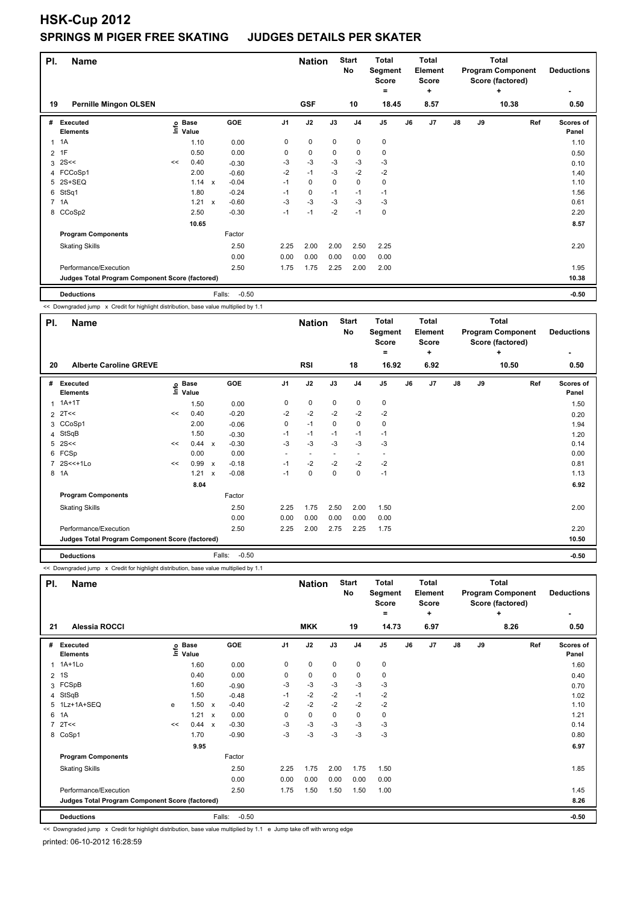# HSK-Cup 2012

## SPRINGS M PIGER FREE SKATING JUDGES DETAILS PER SKATER

| Pl. | Name | Nation | Start No | Total Segment Score = | Total Element Score + | Total Program Component Score (factored) + | Deductions - |
|---|---|---|---|---|---|---|---|
| 19 | Pernille Mingon OLSEN | GSF | 10 | 18.45 | 8.57 | 10.38 | 0.50 |

| # | Executed Elements | Info | Base Value | | GOE | J1 | J2 | J3 | J4 | J5 | J6 | J7 | J8 | J9 | Ref | Scores of Panel |
|---|---|---|---|---|---|---|---|---|---|---|---|---|---|---|---|---|
| 1 | 1A | | 1.10 | | 0.00 | 0 | 0 | 0 | 0 | 0 | | | | | | 1.10 |
| 2 | 1F | | 0.50 | | 0.00 | 0 | 0 | 0 | 0 | 0 | | | | | | 0.50 |
| 3 | 2S<< | << | 0.40 | | -0.30 | -3 | -3 | -3 | -3 | -3 | | | | | | 0.10 |
| 4 | FCCoSp1 | | 2.00 | | -0.60 | -2 | -1 | -3 | -2 | -2 | | | | | | 1.40 |
| 5 | 2S+SEQ | | 1.14 | x | -0.04 | -1 | 0 | 0 | 0 | 0 | | | | | | 1.10 |
| 6 | StSq1 | | 1.80 | | -0.24 | -1 | 0 | -1 | -1 | -1 | | | | | | 1.56 |
| 7 | 1A | | 1.21 | x | -0.60 | -3 | -3 | -3 | -3 | -3 | | | | | | 0.61 |
| 8 | CCoSp2 | | 2.50 | | -0.30 | -1 | -1 | -2 | -1 | 0 | | | | | | 2.20 |
| | | | 10.65 | | | | | | | | | | | | | 8.57 |
| | **Program Components** | | | | Factor | | | | | | | | | | | |
| | Skating Skills | | | | 2.50 | 2.25 | 2.00 | 2.00 | 2.50 | 2.25 | | | | | | 2.20 |
| | | | | | 0.00 | 0.00 | 0.00 | 0.00 | 0.00 | 0.00 | | | | | | |
| | Performance/Execution | | | | 2.50 | 1.75 | 1.75 | 2.25 | 2.00 | 2.00 | | | | | | 1.95 |
| | **Judges Total Program Component Score (factored)** | | | | | | | | | | | | | | | 10.38 |
| | **Deductions** | | | | Falls: -0.50 | | | | | | | | | | | -0.50 |

<< Downgraded jump x Credit for highlight distribution, base value multiplied by 1.1

| Pl. | Name | Nation | Start No | Total Segment Score = | Total Element Score + | Total Program Component Score (factored) + | Deductions - |
|---|---|---|---|---|---|---|---|
| 20 | Alberte Caroline GREVE | RSI | 18 | 16.92 | 6.92 | 10.50 | 0.50 |

| # | Executed Elements | Info | Base Value | | GOE | J1 | J2 | J3 | J4 | J5 | J6 | J7 | J8 | J9 | Ref | Scores of Panel |
|---|---|---|---|---|---|---|---|---|---|---|---|---|---|---|---|---|
| 1 | 1A+1T | | 1.50 | | 0.00 | 0 | 0 | 0 | 0 | 0 | | | | | | 1.50 |
| 2 | 2T<< | << | 0.40 | | -0.20 | -2 | -2 | -2 | -2 | -2 | | | | | | 0.20 |
| 3 | CCoSp1 | | 2.00 | | -0.06 | 0 | -1 | 0 | 0 | 0 | | | | | | 1.94 |
| 4 | StSqB | | 1.50 | | -0.30 | -1 | -1 | -1 | -1 | -1 | | | | | | 1.20 |
| 5 | 2S<< | << | 0.44 | x | -0.30 | -3 | -3 | -3 | -3 | -3 | | | | | | 0.14 |
| 6 | FCSp | | 0.00 | | 0.00 | - | - | - | - | - | | | | | | 0.00 |
| 7 | 2S<<+1Lo | << | 0.99 | x | -0.18 | -1 | -2 | -2 | -2 | -2 | | | | | | 0.81 |
| 8 | 1A | | 1.21 | x | -0.08 | -1 | 0 | 0 | 0 | -1 | | | | | | 1.13 |
| | | | 8.04 | | | | | | | | | | | | | 6.92 |
| | **Program Components** | | | | Factor | | | | | | | | | | | |
| | Skating Skills | | | | 2.50 | 2.25 | 1.75 | 2.50 | 2.00 | 1.50 | | | | | | 2.00 |
| | | | | | 0.00 | 0.00 | 0.00 | 0.00 | 0.00 | 0.00 | | | | | | |
| | Performance/Execution | | | | 2.50 | 2.25 | 2.00 | 2.75 | 2.25 | 1.75 | | | | | | 2.20 |
| | **Judges Total Program Component Score (factored)** | | | | | | | | | | | | | | | 10.50 |
| | **Deductions** | | | | Falls: -0.50 | | | | | | | | | | | -0.50 |

<< Downgraded jump x Credit for highlight distribution, base value multiplied by 1.1

| Pl. | Name | Nation | Start No | Total Segment Score = | Total Element Score + | Total Program Component Score (factored) + | Deductions - |
|---|---|---|---|---|---|---|---|
| 21 | Alessia ROCCI | MKK | 19 | 14.73 | 6.97 | 8.26 | 0.50 |

| # | Executed Elements | Info | Base Value | | GOE | J1 | J2 | J3 | J4 | J5 | J6 | J7 | J8 | J9 | Ref | Scores of Panel |
|---|---|---|---|---|---|---|---|---|---|---|---|---|---|---|---|---|
| 1 | 1A+1Lo | | 1.60 | | 0.00 | 0 | 0 | 0 | 0 | 0 | | | | | | 1.60 |
| 2 | 1S | | 0.40 | | 0.00 | 0 | 0 | 0 | 0 | 0 | | | | | | 0.40 |
| 3 | FCSpB | | 1.60 | | -0.90 | -3 | -3 | -3 | -3 | -3 | | | | | | 0.70 |
| 4 | StSqB | | 1.50 | | -0.48 | -1 | -2 | -2 | -1 | -2 | | | | | | 1.02 |
| 5 | 1Lz+1A+SEQ | e | 1.50 | x | -0.40 | -2 | -2 | -2 | -2 | -2 | | | | | | 1.10 |
| 6 | 1A | | 1.21 | x | 0.00 | 0 | 0 | 0 | 0 | 0 | | | | | | 1.21 |
| 7 | 2T<< | << | 0.44 | x | -0.30 | -3 | -3 | -3 | -3 | -3 | | | | | | 0.14 |
| 8 | CoSp1 | | 1.70 | | -0.90 | -3 | -3 | -3 | -3 | -3 | | | | | | 0.80 |
| | | | 9.95 | | | | | | | | | | | | | 6.97 |
| | **Program Components** | | | | Factor | | | | | | | | | | | |
| | Skating Skills | | | | 2.50 | 2.25 | 1.75 | 2.00 | 1.75 | 1.50 | | | | | | 1.85 |
| | | | | | 0.00 | 0.00 | 0.00 | 0.00 | 0.00 | 0.00 | | | | | | |
| | Performance/Execution | | | | 2.50 | 1.75 | 1.50 | 1.50 | 1.50 | 1.00 | | | | | | 1.45 |
| | **Judges Total Program Component Score (factored)** | | | | | | | | | | | | | | | 8.26 |
| | **Deductions** | | | | Falls: -0.50 | | | | | | | | | | | -0.50 |

<< Downgraded jump x Credit for highlight distribution, base value multiplied by 1.1 e Jump take off with wrong edge

printed: 06-10-2012 16:28:59